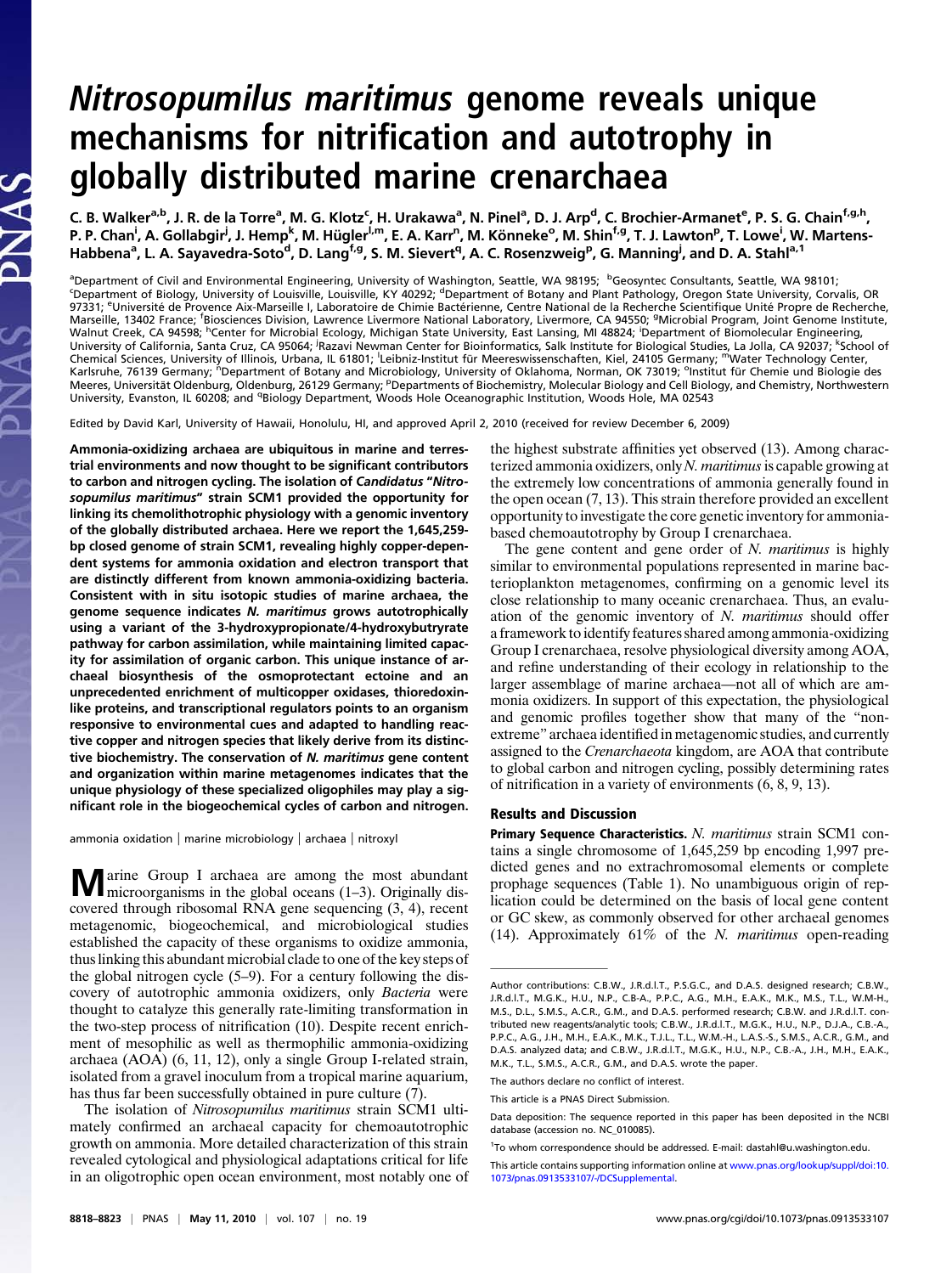# *Nitrosopumilus maritimus* genome reveals unique mechanisms for nitrification and autotrophy in globally distributed marine crenarchaea

C. B. Walker[a,b], J. R. de la Torre[a], M. G. Klotz[c], H. Urakawa[a], N. Pinel[a], D. J. Arp[d], C. Brochier-Armanet[e], P. S. G. Chain[f,g,h], P. P. Chan[i], A. Gollabgir[j], J. Hemp[k], M. Hügler[l,m], E. A. Karr[n], M. Könneke[o], M. Shin[f,g], T. J. Lawton[p], T. Lowe[i], W. Martens-Habbena[a], L. A. Sayavedra-Soto[d], D. Lang[f,g], S. M. Sievert[q], A. C. Rosenzweig[p], G. Manning[j], and D. A. Stahl[a,1]

[a]Department of Civil and Environmental Engineering, University of Washington, Seattle, WA 98195; [b]Geosyntec Consultants, Seattle, WA 98101; [c]Department of Biology, University of Louisville, Louisville, KY 40292; [d]Department of Botany and Plant Pathology, Oregon State University, Corvalis, OR 97331; [e]Université de Provence Aix-Marseille I, Laboratoire de Chimie Bactérienne, Centre National de la Recherche Scientifique Unité Propre de Recherche, Marseille, 13402 France; [f]Biosciences Division, Lawrence Livermore National Laboratory, Livermore, CA 94550; [g]Microbial Program, Joint Genome Institute, Walnut Creek, CA 94598; [h]Center for Microbial Ecology, Michigan State University, East Lansing, MI 48824; [i]Department of Biomolecular Engineering, University of California, Santa Cruz, CA 95064; [j]Razavi Newman Center for Bioinformatics, Salk Institute for Biological Studies, La Jolla, CA 92037; [k]School of Chemical Sciences, University of Illinois, Urbana, IL 61801; [l]Leibniz-Institut für Meereswissenschaften, Kiel, 24105 Germany; [m]Water Technology Center, Karlsruhe, 76139 Germany; [n]Department of Botany and Microbiology, University of Oklahoma, Norman, OK 73019; [o]Institut für Chemie und Biologie des Meeres, Universität Oldenburg, Oldenburg, 26129 Germany; [p]Departments of Biochemistry, Molecular Biology and Cell Biology, and Chemistry, Northwestern University, Evanston, IL 60208; and [q]Biology Department, Woods Hole Oceanographic Institution, Woods Hole, MA 02543

Edited by David Karl, University of Hawaii, Honolulu, HI, and approved April 2, 2010 (received for review December 6, 2009)

**Ammonia-oxidizing archaea are ubiquitous in marine and terrestrial environments and now thought to be significant contributors to carbon and nitrogen cycling. The isolation of *Candidatus "Nitrosopumilus maritimus"* strain SCM1 provided the opportunity for linking its chemolithotrophic physiology with a genomic inventory of the globally distributed archaea. Here we report the 1,645,259-bp closed genome of strain SCM1, revealing highly copper-dependent systems for ammonia oxidation and electron transport that are distinctly different from known ammonia-oxidizing bacteria. Consistent with in situ isotopic studies of marine archaea, the genome sequence indicates *N. maritimus* grows autotrophically using a variant of the 3-hydroxypropionate/4-hydroxybutryrate pathway for carbon assimilation, while maintaining limited capacity for assimilation of organic carbon. This unique instance of archaeal biosynthesis of the osmoprotectant ectoine and an unprecedented enrichment of multicopper oxidases, thioredoxin-like proteins, and transcriptional regulators points to an organism responsive to environmental cues and adapted to handling reactive copper and nitrogen species that likely derive from its distinctive biochemistry. The conservation of *N. maritimus* gene content and organization within marine metagenomes indicates that the unique physiology of these specialized oligophiles may play a significant role in the biogeochemical cycles of carbon and nitrogen.**

ammonia oxidation | marine microbiology | archaea | nitroxyl

Marine Group I archaea are among the most abundant microorganisms in the global oceans (1–3). Originally discovered through ribosomal RNA gene sequencing (3, 4), recent metagenomic, biogeochemical, and microbiological studies established the capacity of these organisms to oxidize ammonia, thus linking this abundant microbial clade to one of the key steps of the global nitrogen cycle (5–9). For a century following the discovery of autotrophic ammonia oxidizers, only *Bacteria* were thought to catalyze this generally rate-limiting transformation in the two-step process of nitrification (10). Despite recent enrichment of mesophilic as well as thermophilic ammonia-oxidizing archaea (AOA) (6, 11, 12), only a single Group I-related strain, isolated from a gravel inoculum from a tropical marine aquarium, has thus far been successfully obtained in pure culture (7).

The isolation of *Nitrosopumilus maritimus* strain SCM1 ultimately confirmed an archaeal capacity for chemoautotrophic growth on ammonia. More detailed characterization of this strain revealed cytological and physiological adaptations critical for life in an oligotrophic open ocean environment, most notably one of the highest substrate affinities yet observed (13). Among characterized ammonia oxidizers, only *N. maritimus* is capable growing at the extremely low concentrations of ammonia generally found in the open ocean (7, 13). This strain therefore provided an excellent opportunity to investigate the core genetic inventory for ammonia-based chemoautotrophy by Group I crenarchaea.

The gene content and gene order of *N. maritimus* is highly similar to environmental populations represented in marine bacterioplankton metagenomes, confirming on a genomic level its close relationship to many oceanic crenarchaea. Thus, an evaluation of the genomic inventory of *N. maritimus* should offer a framework to identify features shared among ammonia-oxidizing Group I crenarchaea, resolve physiological diversity among AOA, and refine understanding of their ecology in relationship to the larger assemblage of marine archaea—not all of which are ammonia oxidizers. In support of this expectation, the physiological and genomic profiles together show that many of the "non-extreme" archaea identified in metagenomic studies, and currently assigned to the *Crenarchaeota* kingdom, are AOA that contribute to global carbon and nitrogen cycling, possibly determining rates of nitrification in a variety of environments (6, 8, 9, 13).

## Results and Discussion

**Primary Sequence Characteristics.** *N. maritimus* strain SCM1 contains a single chromosome of 1,645,259 bp encoding 1,997 predicted genes and no extrachromosomal elements or complete prophage sequences (Table 1). No unambiguous origin of replication could be determined on the basis of local gene content or GC skew, as commonly observed for other archaeal genomes (14). Approximately 61% of the *N. maritimus* open-reading

Author contributions: C.B.W., J.R.d.l.T., P.S.G.C., and D.A.S. designed research; C.B.W., J.R.d.l.T., M.G.K., H.U., N.P., C.B-A., P.P.C., A.G., M.H., E.A.K., M.K., M.S., T.L., W.M-H., M.S., D.L., S.M.S., A.C.R., G.M., and D.A.S. performed research; C.B.W. and J.R.d.l.T. contributed new reagents/analytic tools; C.B.W., J.R.d.l.T., M.G.K., H.U., N.P., D.J.A., C.B.-A., P.P.C., A.G., J.H., M.H., E.A.K., M.K., T.J.L., T.L., W.M.-H., L.A.S.-S., S.M.S., A.C.R., G.M., and D.A.S. analyzed data; and C.B.W., J.R.d.l.T., M.G.K., H.U., N.P., C.B.-A., J.H., M.H., E.A.K., M.K., T.L., S.M.S., A.C.R., G.M., and D.A.S. wrote the paper.

The authors declare no conflict of interest.

This article is a PNAS Direct Submission.

Data deposition: The sequence reported in this paper has been deposited in the NCBI database (accession no. NC_010085).

[1]To whom correspondence should be addressed. E-mail: dastahl@u.washington.edu.

This article contains supporting information online at www.pnas.org/lookup/suppl/doi:10.1073/pnas.0913533107/-/DCSupplemental.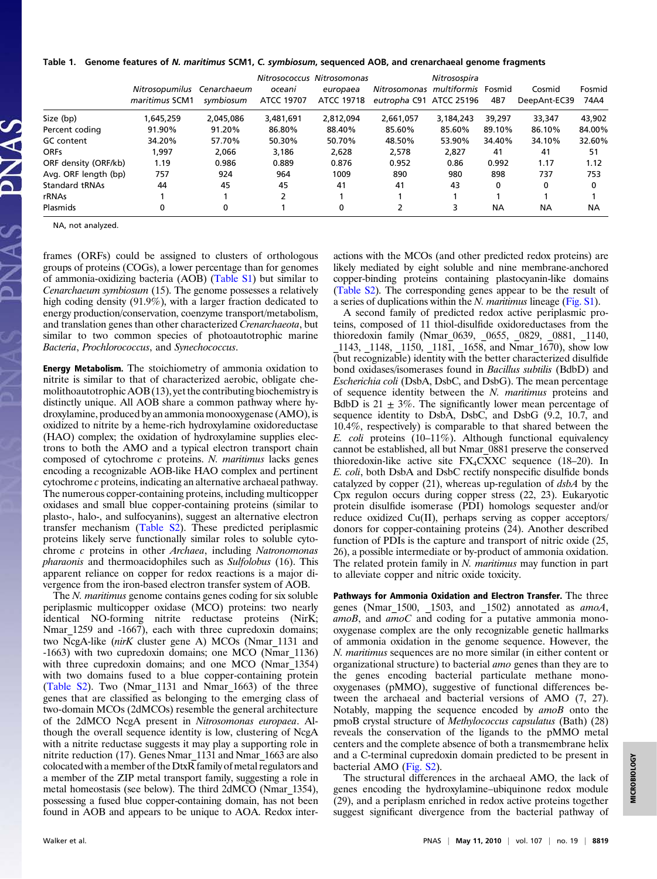**Table 1. Genome features of *N. maritimus* SCM1, *C. symbiosum*, sequenced AOB, and crenarchaeal genome fragments**

| | *Nitrosopumilus maritimus* SCM1 | *Cenarchaeum symbiosum* | *Nitrosococcus oceani* ATCC 19707 | *Nitrosomonas europaea* ATCC 19718 | *Nitrosomonas eutropha* C91 | *Nitrosospira multiformis* ATCC 25196 | Fosmid 4B7 | Cosmid DeepAnt-EC39 | Fosmid 74A4 |
|---|---|---|---|---|---|---|---|---|---|
| Size (bp) | 1,645,259 | 2,045,086 | 3,481,691 | 2,812,094 | 2,661,057 | 3,184,243 | 39,297 | 33,347 | 43,902 |
| Percent coding | 91.90% | 91.20% | 86.80% | 88.40% | 85.60% | 85.60% | 89.10% | 86.10% | 84.00% |
| GC content | 34.20% | 57.70% | 50.30% | 50.70% | 48.50% | 53.90% | 34.40% | 34.10% | 32.60% |
| ORFs | 1,997 | 2,066 | 3,186 | 2,628 | 2,578 | 2,827 | 41 | 41 | 51 |
| ORF density (ORF/kb) | 1.19 | 0.986 | 0.889 | 0.876 | 0.952 | 0.86 | 0.992 | 1.17 | 1.12 |
| Avg. ORF length (bp) | 757 | 924 | 964 | 1009 | 890 | 980 | 898 | 737 | 753 |
| Standard tRNAs | 44 | 45 | 45 | 41 | 41 | 43 | 0 | 0 | 0 |
| rRNAs | 1 | 1 | 2 | 1 | 1 | 1 | 1 | 1 | 1 |
| Plasmids | 0 | 0 | 1 | 0 | 2 | 3 | NA | NA | NA |

NA, not analyzed.

frames (ORFs) could be assigned to clusters of orthologous groups of proteins (COGs), a lower percentage than for genomes of ammonia-oxidizing bacteria (AOB) (Table S1) but similar to *Cenarchaeum symbiosum* (15). The genome possesses a relatively high coding density (91.9%), with a larger fraction dedicated to energy production/conservation, coenzyme transport/metabolism, and translation genes than other characterized *Crenarchaeota*, but similar to two common species of photoautotrophic marine *Bacteria*, *Prochlorococcus*, and *Synechococcus*.

**Energy Metabolism.** The stoichiometry of ammonia oxidation to nitrite is similar to that of characterized aerobic, obligate chemolithoautotrophic AOB (13), yet the contributing biochemistry is distinctly unique. All AOB share a common pathway where hydroxylamine, produced by an ammonia monooxygenase (AMO), is oxidized to nitrite by a heme-rich hydroxylamine oxidoreductase (HAO) complex; the oxidation of hydroxylamine supplies electrons to both the AMO and a typical electron transport chain composed of cytochrome *c* proteins. *N. maritimus* lacks genes encoding a recognizable AOB-like HAO complex and pertinent cytochrome *c* proteins, indicating an alternative archaeal pathway. The numerous copper-containing proteins, including multicopper oxidases and small blue copper-containing proteins (similar to plasto-, halo-, and sulfocyanins), suggest an alternative electron transfer mechanism (Table S2). These predicted periplasmic proteins likely serve functionally similar roles to soluble cytochrome *c* proteins in other *Archaea*, including *Natronomonas pharaonis* and thermoacidophiles such as *Sulfolobus* (16). This apparent reliance on copper for redox reactions is a major divergence from the iron-based electron transfer system of AOB.

The *N. maritimus* genome contains genes coding for six soluble periplasmic multicopper oxidase (MCO) proteins: two nearly identical NO-forming nitrite reductase proteins (NirK; Nmar_1259 and -1667), each with three cupredoxin domains; two NcgA-like (*nirK* cluster gene A) MCOs (Nmar_1131 and -1663) with two cupredoxin domains; one MCO (Nmar_1136) with three cupredoxin domains; and one MCO (Nmar_1354) with two domains fused to a blue copper-containing protein (Table S2). Two (Nmar_1131 and Nmar_1663) of the three genes that are classified as belonging to the emerging class of two-domain MCOs (2dMCOs) resemble the general architecture of the 2dMCO NcgA present in *Nitrosomonas europaea*. Although the overall sequence identity is low, clustering of NcgA with a nitrite reductase suggests it may play a supporting role in nitrite reduction (17). Genes Nmar_1131 and Nmar_1663 are also colocated with a member of the DtxR family of metal regulators and a member of the ZIP metal transport family, suggesting a role in metal homeostasis (see below). The third 2dMCO (Nmar_1354), possessing a fused blue copper-containing domain, has not been found in AOB and appears to be unique to AOA. Redox interactions with the MCOs (and other predicted redox proteins) are likely mediated by eight soluble and nine membrane-anchored copper-binding proteins containing plastocyanin-like domains (Table S2). The corresponding genes appear to be the result of a series of duplications within the *N. maritimus* lineage (Fig. S1).

A second family of predicted redox active periplasmic proteins, composed of 11 thiol-disulfide oxidoreductases from the thioredoxin family (Nmar_0639, _0655, _0829, _0881, _1140, _1143, _1148, _1150, _1181, _1658, and Nmar_1670), show low (but recognizable) identity with the better characterized disulfide bond oxidases/isomerases found in *Bacillus subtilis* (BdbD) and *Escherichia coli* (DsbA, DsbC, and DsbG). The mean percentage of sequence identity between the *N. maritimus* proteins and BdbD is $21 \pm 3\%$. The significantly lower mean percentage of sequence identity to DsbA, DsbC, and DsbG (9.2, 10.7, and 10.4%, respectively) is comparable to that shared between the *E. coli* proteins (10–11%). Although functional equivalency cannot be established, all but Nmar_0881 preserve the conserved thioredoxin-like active site $FX_4CXXC$ sequence (18–20). In *E. coli*, both DsbA and DsbC rectify nonspecific disulfide bonds catalyzed by copper (21), whereas up-regulation of *dsbA* by the Cpx regulon occurs during copper stress (22, 23). Eukaryotic protein disulfide isomerase (PDI) homologs sequester and/or reduce oxidized Cu(II), perhaps serving as copper acceptors/donors for copper-containing proteins (24). Another described function of PDIs is the capture and transport of nitric oxide (25, 26), a possible intermediate or by-product of ammonia oxidation. The related protein family in *N. maritimus* may function in part to alleviate copper and nitric oxide toxicity.

**Pathways for Ammonia Oxidation and Electron Transfer.** The three genes (Nmar_1500, _1503, and _1502) annotated as *amoA*, *amoB*, and *amoC* and coding for a putative ammonia monooxygenase complex are the only recognizable genetic hallmarks of ammonia oxidation in the genome sequence. However, the *N. maritimus* sequences are no more similar (in either content or organizational structure) to bacterial *amo* genes than they are to the genes encoding bacterial particulate methane monooxygenases (pMMO), suggestive of functional differences between the archaeal and bacterial versions of AMO (7, 27). Notably, mapping the sequence encoded by *amoB* onto the pmoB crystal structure of *Methylococcus capsulatus* (Bath) (28) reveals the conservation of the ligands to the pMMO metal centers and the complete absence of both a transmembrane helix and a C-terminal cupredoxin domain predicted to be present in bacterial AMO (Fig. S2).

The structural differences in the archaeal AMO, the lack of genes encoding the hydroxylamine–ubiquinone redox module (29), and a periplasm enriched in redox active proteins together suggest significant divergence from the bacterial pathway of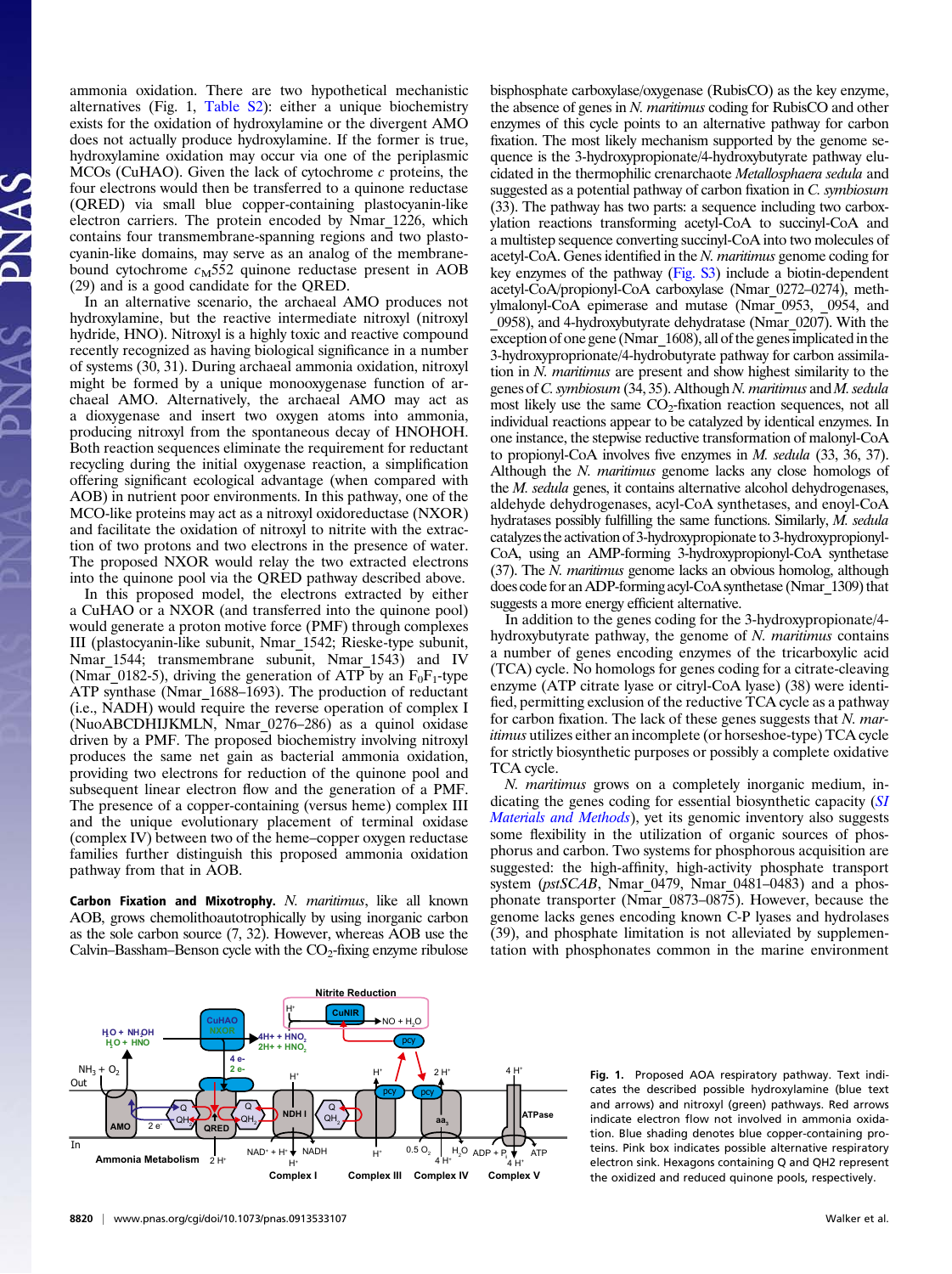ammonia oxidation. There are two hypothetical mechanistic alternatives (Fig. 1, Table S2): either a unique biochemistry exists for the oxidation of hydroxylamine or the divergent AMO does not actually produce hydroxylamine. If the former is true, hydroxylamine oxidation may occur via one of the periplasmic MCOs (CuHAO). Given the lack of cytochrome *c* proteins, the four electrons would then be transferred to a quinone reductase (QRED) via small blue copper-containing plastocyanin-like electron carriers. The protein encoded by Nmar_1226, which contains four transmembrane-spanning regions and two plastocyanin-like domains, may serve as an analog of the membrane-bound cytochrome $c_M552$ quinone reductase present in AOB (29) and is a good candidate for the QRED.

In an alternative scenario, the archaeal AMO produces not hydroxylamine, but the reactive intermediate nitroxyl (nitroxyl hydride, HNO). Nitroxyl is a highly toxic and reactive compound recently recognized as having biological significance in a number of systems (30, 31). During archaeal ammonia oxidation, nitroxyl might be formed by a unique monooxygenase function of archaeal AMO. Alternatively, the archaeal AMO may act as a dioxygenase and insert two oxygen atoms into ammonia, producing nitroxyl from the spontaneous decay of HNOHOH. Both reaction sequences eliminate the requirement for reductant recycling during the initial oxygenase reaction, a simplification offering significant ecological advantage (when compared with AOB) in nutrient poor environments. In this pathway, one of the MCO-like proteins may act as a nitroxyl oxidoreductase (NXOR) and facilitate the oxidation of nitroxyl to nitrite with the extraction of two protons and two electrons in the presence of water. The proposed NXOR would relay the two extracted electrons into the quinone pool via the QRED pathway described above.

In this proposed model, the electrons extracted by either a CuHAO or a NXOR (and transferred into the quinone pool) would generate a proton motive force (PMF) through complexes III (plastocyanin-like subunit, Nmar_1542; Rieske-type subunit, Nmar_1544; transmembrane subunit, Nmar_1543) and IV (Nmar_0182-5), driving the generation of ATP by an $F_0F_1$-type ATP synthase (Nmar_1688–1693). The production of reductant (i.e., NADH) would require the reverse operation of complex I (NuoABCDHIJKMLN, Nmar_0276–286) as a quinol oxidase driven by a PMF. The proposed biochemistry involving nitroxyl produces the same net gain as bacterial ammonia oxidation, providing two electrons for reduction of the quinone pool and subsequent linear electron flow and the generation of a PMF. The presence of a copper-containing (versus heme) complex III and the unique evolutionary placement of terminal oxidase (complex IV) between two of the heme–copper oxygen reductase families further distinguish this proposed ammonia oxidation pathway from that in AOB.

**Carbon Fixation and Mixotrophy.** *N. maritimus*, like all known AOB, grows chemolithoautotrophically by using inorganic carbon as the sole carbon source (7, 32). However, whereas AOB use the Calvin–Bassham–Benson cycle with the $CO_2$-fixing enzyme ribulose bisphosphate carboxylase/oxygenase (RubisCO) as the key enzyme, the absence of genes in *N. maritimus* coding for RubisCO and other enzymes of this cycle points to an alternative pathway for carbon fixation. The most likely mechanism supported by the genome sequence is the 3-hydroxypropionate/4-hydroxybutyrate pathway elucidated in the thermophilic crenarchaeote *Metallosphaera sedula* and suggested as a potential pathway of carbon fixation in *C. symbiosum* (33). The pathway has two parts: a sequence including two carboxylation reactions transforming acetyl-CoA to succinyl-CoA and a multistep sequence converting succinyl-CoA into two molecules of acetyl-CoA. Genes identified in the *N. maritimus* genome coding for key enzymes of the pathway (Fig. S3) include a biotin-dependent acetyl-CoA/propionyl-CoA carboxylase (Nmar_0272–0274), methylmalonyl-CoA epimerase and mutase (Nmar_0953, _0954, and _0958), and 4-hydroxybutyrate dehydratase (Nmar_0207). With the exception of one gene (Nmar_1608), all of the genes implicated in the 3-hydroxyproprionate/4-hydrobutyrate pathway for carbon assimilation in *N. maritimus* are present and show highest similarity to the genes of *C. symbiosum* (34, 35). Although *N. maritimus* and *M. sedula* most likely use the same $CO_2$-fixation reaction sequences, not all individual reactions appear to be catalyzed by identical enzymes. In one instance, the stepwise reductive transformation of malonyl-CoA to propionyl-CoA involves five enzymes in *M. sedula* (33, 36, 37). Although the *N. maritimus* genome lacks any close homologs of the *M. sedula* genes, it contains alternative alcohol dehydrogenases, aldehyde dehydrogenases, acyl-CoA synthetases, and enoyl-CoA hydratases possibly fulfilling the same functions. Similarly, *M. sedula* catalyzes the activation of 3-hydroxypropionate to 3-hydroxypropionyl-CoA, using an AMP-forming 3-hydroxypropionyl-CoA synthetase (37). The *N. maritimus* genome lacks an obvious homolog, although does code for an ADP-forming acyl-CoA synthetase (Nmar_1309) that suggests a more energy efficient alternative.

In addition to the genes coding for the 3-hydroxypropionate/4-hydroxybutyrate pathway, the genome of *N. maritimus* contains a number of genes encoding enzymes of the tricarboxylic acid (TCA) cycle. No homologs for genes coding for a citrate-cleaving enzyme (ATP citrate lyase or citryl-CoA lyase) (38) were identified, permitting exclusion of the reductive TCA cycle as a pathway for carbon fixation. The lack of these genes suggests that *N. maritimus* utilizes either an incomplete (or horseshoe-type) TCA cycle for strictly biosynthetic purposes or possibly a complete oxidative TCA cycle.

*N. maritimus* grows on a completely inorganic medium, indicating the genes coding for essential biosynthetic capacity (*SI Materials and Methods*), yet its genomic inventory also suggests some flexibility in the utilization of organic sources of phosphorus and carbon. Two systems for phosphorous acquisition are suggested: the high-affinity, high-activity phosphate transport system (*pstSCAB*, Nmar_0479, Nmar_0481–0483) and a phosphonate transporter (Nmar_0873–0875). However, because the genome lacks genes encoding known C-P lyases and hydrolases (39), and phosphate limitation is not alleviated by supplementation with phosphonates common in the marine environment

Fig. 1. Proposed AOA respiratory pathway. Text indicates the described possible hydroxylamine (blue text and arrows) and nitroxyl (green) pathways. Red arrows indicate electron flow not involved in ammonia oxidation. Blue shading denotes blue copper-containing proteins. Pink box indicates possible alternative respiratory electron sink. Hexagons containing Q and QH2 represent the oxidized and reduced quinone pools, respectively.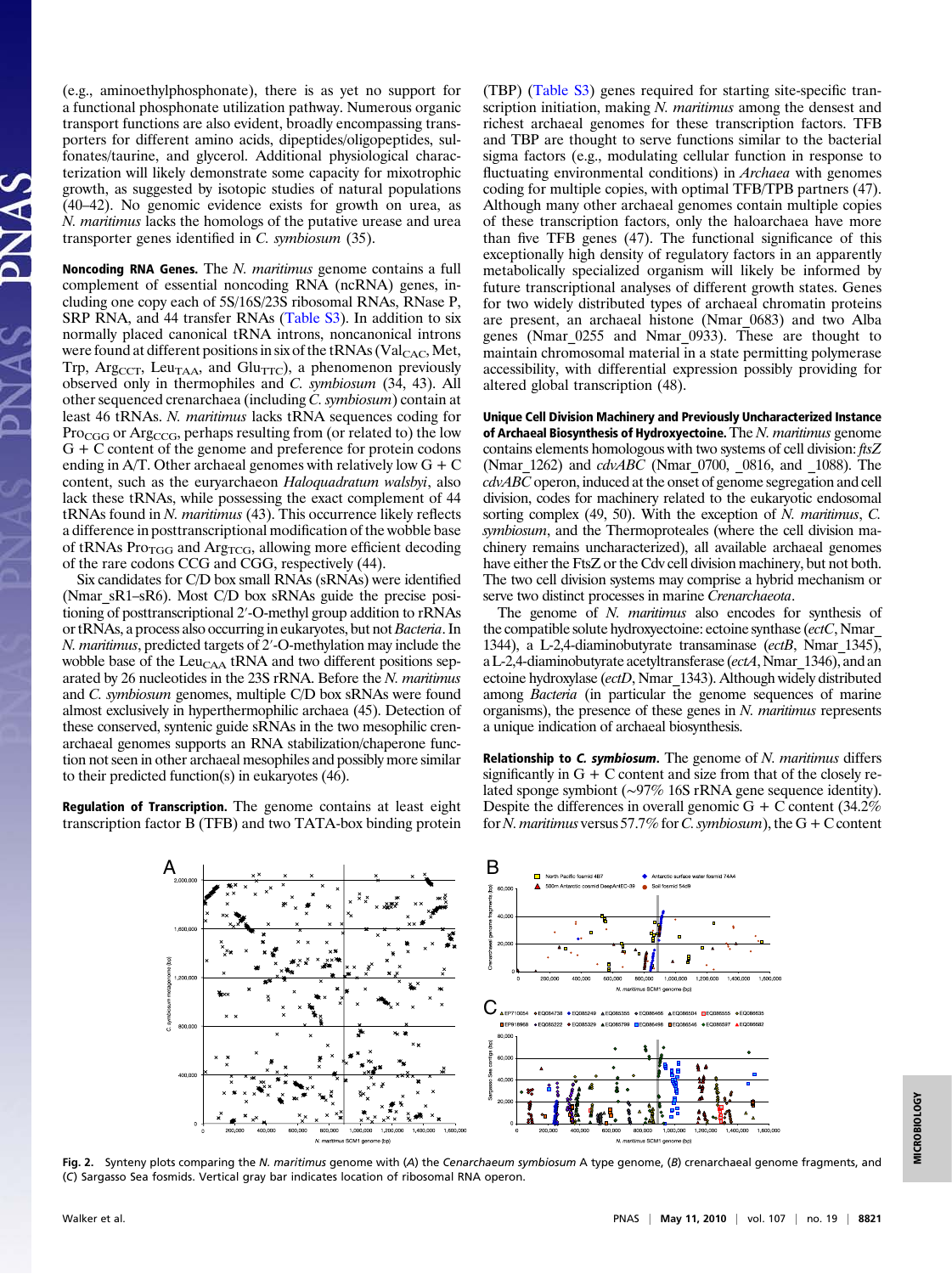(e.g., aminoethylphosphonate), there is as yet no support for a functional phosphonate utilization pathway. Numerous organic transport functions are also evident, broadly encompassing transporters for different amino acids, dipeptides/oligopeptides, sulfonates/taurine, and glycerol. Additional physiological characterization will likely demonstrate some capacity for mixotrophic growth, as suggested by isotopic studies of natural populations (40–42). No genomic evidence exists for growth on urea, as *N. maritimus* lacks the homologs of the putative urease and urea transporter genes identified in *C. symbiosum* (35).

**Noncoding RNA Genes.** The *N. maritimus* genome contains a full complement of essential noncoding RNA (ncRNA) genes, including one copy each of 5S/16S/23S ribosomal RNAs, RNase P, SRP RNA, and 44 transfer RNAs (Table S3). In addition to six normally placed canonical tRNA introns, noncanonical introns were found at different positions in six of the tRNAs (Val$_{CAC}$, Met, Trp, Arg$_{CCT}$, Leu$_{TAA}$, and Glu$_{TTC}$), a phenomenon previously observed only in thermophiles and *C. symbiosum* (34, 43). All other sequenced crenarchaea (including *C. symbiosum*) contain at least 46 tRNAs. *N. maritimus* lacks tRNA sequences coding for Pro$_{CGG}$ or Arg$_{CCG}$, perhaps resulting from (or related to) the low G + C content of the genome and preference for protein codons ending in A/T. Other archaeal genomes with relatively low G + C content, such as the euryarchaeon *Haloquadratum walsbyi*, also lack these tRNAs, while possessing the exact complement of 44 tRNAs found in *N. maritimus* (43). This occurrence likely reflects a difference in posttranscriptional modification of the wobble base of tRNAs Pro$_{TGG}$ and Arg$_{TCG}$, allowing more efficient decoding of the rare codons CCG and CGG, respectively (44).

Six candidates for C/D box small RNAs (sRNAs) were identified (Nmar_sR1–sR6). Most C/D box sRNAs guide the precise positioning of posttranscriptional 2′-O-methyl group addition to rRNAs or tRNAs, a process also occurring in eukaryotes, but not *Bacteria*. In *N. maritimus*, predicted targets of 2′-O-methylation may include the wobble base of the Leu$_{CAA}$ tRNA and two different positions separated by 26 nucleotides in the 23S rRNA. Before the *N. maritimus* and *C. symbiosum* genomes, multiple C/D box sRNAs were found almost exclusively in hyperthermophilic archaea (45). Detection of these conserved, syntenic guide sRNAs in the two mesophilic crenarchaeal genomes supports an RNA stabilization/chaperone function not seen in other archaeal mesophiles and possibly more similar to their predicted function(s) in eukaryotes (46).

**Regulation of Transcription.** The genome contains at least eight transcription factor B (TFB) and two TATA-box binding protein (TBP) (Table S3) genes required for starting site-specific transcription initiation, making *N. maritimus* among the densest and richest archaeal genomes for these transcription factors. TFB and TBP are thought to serve functions similar to the bacterial sigma factors (e.g., modulating cellular function in response to fluctuating environmental conditions) in *Archaea* with genomes coding for multiple copies, with optimal TFB/TPB partners (47). Although many other archaeal genomes contain multiple copies of these transcription factors, only the haloarchaea have more than five TFB genes (47). The functional significance of this exceptionally high density of regulatory factors in an apparently metabolically specialized organism will likely be informed by future transcriptional analyses of different growth states. Genes for two widely distributed types of archaeal chromatin proteins are present, an archaeal histone (Nmar_0683) and two Alba genes (Nmar_0255 and Nmar_0933). These are thought to maintain chromosomal material in a state permitting polymerase accessibility, with differential expression possibly providing for altered global transcription (48).

**Unique Cell Division Machinery and Previously Uncharacterized Instance of Archaeal Biosynthesis of Hydroxyectoine.** The *N. maritimus* genome contains elements homologous with two systems of cell division: *ftsZ* (Nmar_1262) and *cdvABC* (Nmar_0700, _0816, and _1088). The *cdvABC* operon, induced at the onset of genome segregation and cell division, codes for machinery related to the eukaryotic endosomal sorting complex (49, 50). With the exception of *N. maritimus*, *C. symbiosum*, and the Thermoproteales (where the cell division machinery remains uncharacterized), all available archaeal genomes have either the FtsZ or the Cdv cell division machinery, but not both. The two cell division systems may comprise a hybrid mechanism or serve two distinct processes in marine *Crenarchaeota*.

The genome of *N. maritimus* also encodes for synthesis of the compatible solute hydroxyectoine: ectoine synthase (*ectC*, Nmar_1344), a L-2,4-diaminobutyrate transaminase (*ectB*, Nmar_1345), a L-2,4-diaminobutyrate acetyltransferase (*ectA*, Nmar_1346), and an ectoine hydroxylase (*ectD*, Nmar_1343). Although widely distributed among *Bacteria* (in particular the genome sequences of marine organisms), the presence of these genes in *N. maritimus* represents a unique indication of archaeal biosynthesis.

**Relationship to *C. symbiosum*.** The genome of *N. maritimus* differs significantly in G + C content and size from that of the closely related sponge symbiont (~97% 16S rRNA gene sequence identity). Despite the differences in overall genomic G + C content (34.2% for *N. maritimus* versus 57.7% for *C. symbiosum*), the G + C content

**Fig. 2.** Synteny plots comparing the *N. maritimus* genome with (*A*) the *Cenarchaeum symbiosum* A type genome, (*B*) crenarchaeal genome fragments, and (*C*) Sargasso Sea fosmids. Vertical gray bar indicates location of ribosomal RNA operon.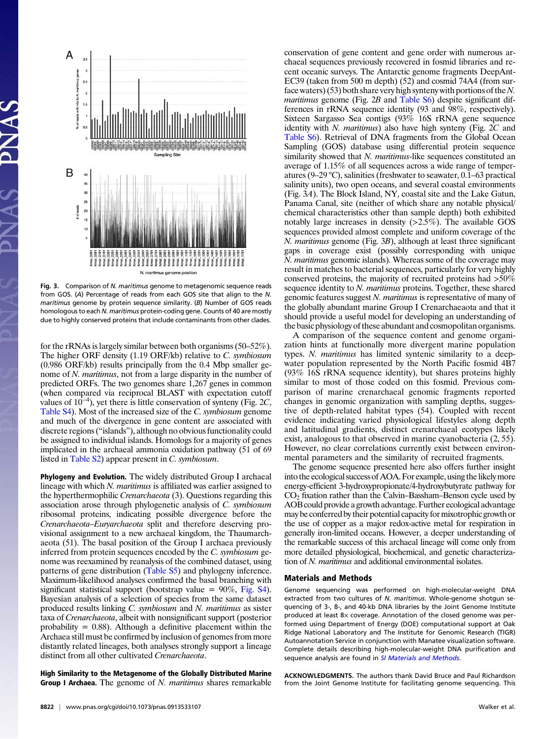Fig. 3. Comparison of *N. maritimus* genome to metagenomic sequence reads from GOS. (*A*) Percentage of reads from each GOS site that align to the *N. maritimus* genome by protein sequence similarity. (*B*) Number of GOS reads homologous to each *N. maritimus* protein-coding gene. Counts of 40 are mostly due to highly conserved proteins that include contaminants from other clades.

for the rRNAs is largely similar between both organisms (50–52%). The higher ORF density (1.19 ORF/kb) relative to *C. symbiosum* (0.986 ORF/kb) results principally from the 0.4 Mbp smaller genome of *N. maritimus*, not from a large disparity in the number of predicted ORFs. The two genomes share 1,267 genes in common (when compared via reciprocal BLAST with expectation cutoff values of $10^{-4}$), yet there is little conservation of synteny (Fig. 2*C*, Table S4). Most of the increased size of the *C. symbiosum* genome and much of the divergence in gene content are associated with discrete regions ("islands"), although no obvious functionality could be assigned to individual islands. Homologs for a majority of genes implicated in the archaeal ammonia oxidation pathway (51 of 69 listed in Table S2) appear present in *C. symbiosum*.

**Phylogeny and Evolution.** The widely distributed Group I archaeal lineage with which *N. maritimus* is affiliated was earlier assigned to the hyperthermophilic *Crenarchaeota* (3). Questions regarding this association arose through phylogenetic analysis of *C. symbiosum* ribosomal proteins, indicating possible divergence before the *Crenarchaeota*–*Euryarchaeota* split and therefore deserving provisional assignment to a new archaeal kingdom, the Thaumarchaeota (51). The basal position of the Group I archaea previously inferred from protein sequences encoded by the *C. symbiosum* genome was reexamined by reanalysis of the combined dataset, using patterns of gene distribution (Table S5) and phylogeny inference. Maximum-likelihood analyses confirmed the basal branching with significant statistical support (bootstrap value = 90%, Fig. S4). Bayesian analysis of a selection of species from the same dataset produced results linking *C. symbiosum* and *N. maritimus* as sister taxa of *Crenarchaeota*, albeit with nonsignificant support (posterior probability = 0.88). Although a definitive placement within the Archaea still must be confirmed by inclusion of genomes from more distantly related lineages, both analyses strongly support a lineage distinct from all other cultivated *Crenarchaeota*.

**High Similarity to the Metagenome of the Globally Distributed Marine Group I Archaea.** The genome of *N. maritimus* shares remarkable conservation of gene content and gene order with numerous archaeal sequences previously recovered in fosmid libraries and recent oceanic surveys. The Antarctic genome fragments DeepAnt-EC39 (taken from 500 m depth) (52) and cosmid 74A4 (from surface waters) (53) both share very high synteny with portions of the *N. maritimus* genome (Fig. 2*B* and Table S6) despite significant differences in rRNA sequence identity (93 and 98%, respectively). Sixteen Sargasso Sea contigs (93% 16S rRNA gene sequence identity with *N. maritimus*) also have high synteny (Fig. 2*C* and Table S6). Retrieval of DNA fragments from the Global Ocean Sampling (GOS) database using differential protein sequence similarity showed that *N. maritimus*-like sequences constituted an average of 1.15% of all sequences across a wide range of temperatures (9–29 °C), salinities (freshwater to seawater, 0.1–63 practical salinity units), two open oceans, and several coastal environments (Fig. 3*A*). The Block Island, NY, coastal site and the Lake Gatun, Panama Canal, site (neither of which share any notable physical/chemical characteristics other than sample depth) both exhibited notably large increases in density (>2.5%). The available GOS sequences provided almost complete and uniform coverage of the *N. maritimus* genome (Fig. 3*B*), although at least three significant gaps in coverage exist (possibly corresponding with unique *N. maritimus* genomic islands). Whereas some of the coverage may result in matches to bacterial sequences, particularly for very highly conserved proteins, the majority of recruited proteins had >50% sequence identity to *N. maritimus* proteins. Together, these shared genomic features suggest *N. maritimus* is representative of many of the globally abundant marine Group I Crenarchaeota and that it should provide a useful model for developing an understanding of the basic physiology of these abundant and cosmopolitan organisms.

A comparison of the sequence content and genome organization hints at functionally more divergent marine population types. *N. maritimus* has limited syntenic similarity to a deep-water population represented by the North Pacific fosmid 4B7 (93% 16S rRNA sequence identity), but shares proteins highly similar to most of those coded on this fosmid. Previous comparison of marine crenarchaeal genomic fragments reported changes in genomic organization with sampling depths, suggestive of depth-related habitat types (54). Coupled with recent evidence indicating varied physiological lifestyles along depth and latitudinal gradients, distinct crenarchaeal ecotypes likely exist, analogous to that observed in marine cyanobacteria (2, 55). However, no clear correlations currently exist between environmental parameters and the similarity of recruited fragments.

The genome sequence presented here also offers further insight into the ecological success of AOA. For example, using the likely more energy-efficient 3-hydroxypropionate/4-hydroxybutyrate pathway for $CO_2$ fixation rather than the Calvin–Bassham–Benson cycle used by AOB could provide a growth advantage. Further ecological advantage may be conferred by their potential capacity for mixotrophic growth or the use of copper as a major redox-active metal for respiration in generally iron-limited oceans. However, a deeper understanding of the remarkable success of this archaeal lineage will come only from more detailed physiological, biochemical, and genetic characterization of *N. maritimus* and additional environmental isolates.

## Materials and Methods

Genome sequencing was performed on high-molecular-weight DNA extracted from two cultures of *N. maritimus*. Whole-genome shotgun sequencing of 3-, 8-, and 40-kb DNA libraries by the Joint Genome Institute produced at least 8× coverage. Annotation of the closed genome was performed using Department of Energy (DOE) computational support at Oak Ridge National Laboratory and The Institute for Genomic Research (TIGR) Autoannotation Service in conjunction with Manatee visualization software. Complete details describing high-molecular-weight DNA purification and sequence analysis are found in *SI Materials and Methods*.

**ACKNOWLEDGMENTS.** The authors thank David Bruce and Paul Richardson from the Joint Genome Institute for facilitating genome sequencing. This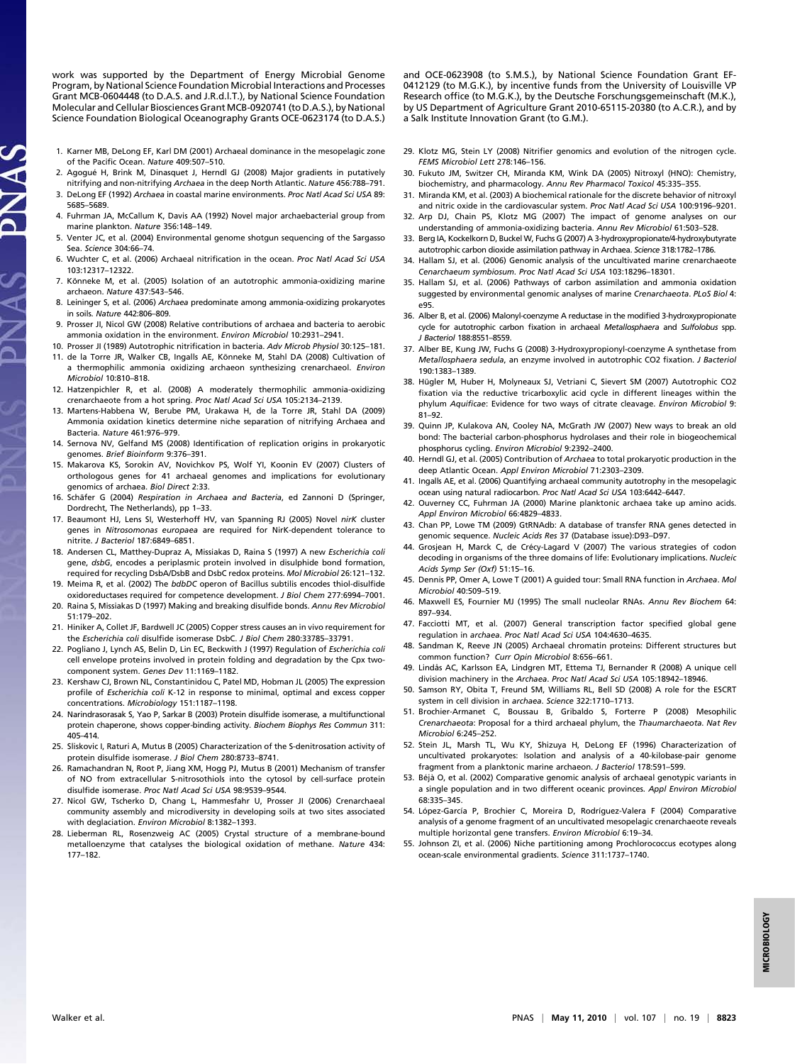work was supported by the Department of Energy Microbial Genome Program, by National Science Foundation Microbial Interactions and Processes Grant MCB-0604448 (to D.A.S. and J.R.d.l.T.), by National Science Foundation Molecular and Cellular Biosciences Grant MCB-0920741 (to D.A.S.), by National Science Foundation Biological Oceanography Grants OCE-0623174 (to D.A.S.) and OCE-0623908 (to S.M.S.), by National Science Foundation Grant EF-0412129 (to M.G.K.), by incentive funds from the University of Louisville VP Research office (to M.G.K.), by the Deutsche Forschungsgemeinschaft (M.K.), by US Department of Agriculture Grant 2010-65115-20380 (to A.C.R.), and by a Salk Institute Innovation Grant (to G.M.).

1. Karner MB, DeLong EF, Karl DM (2001) Archaeal dominance in the mesopelagic zone of the Pacific Ocean. *Nature* 409:507–510.
2. Agogué H, Brink M, Dinasquet J, Herndl GJ (2008) Major gradients in putatively nitrifying and non-nitrifying *Archaea* in the deep North Atlantic. *Nature* 456:788–791.
3. DeLong EF (1992) *Archaea* in coastal marine environments. *Proc Natl Acad Sci USA* 89: 5685–5689.
4. Fuhrman JA, McCallum K, Davis AA (1992) Novel major archaebacterial group from marine plankton. *Nature* 356:148–149.
5. Venter JC, et al. (2004) Environmental genome shotgun sequencing of the Sargasso Sea. *Science* 304:66–74.
6. Wuchter C, et al. (2006) Archaeal nitrification in the ocean. *Proc Natl Acad Sci USA* 103:12317–12322.
7. Könneke M, et al. (2005) Isolation of an autotrophic ammonia-oxidizing marine archaeon. *Nature* 437:543–546.
8. Leininger S, et al. (2006) *Archaea* predominate among ammonia-oxidizing prokaryotes in soils. *Nature* 442:806–809.
9. Prosser JI, Nicol GW (2008) Relative contributions of archaea and bacteria to aerobic ammonia oxidation in the environment. *Environ Microbiol* 10:2931–2941.
10. Prosser JI (1989) Autotrophic nitrification in bacteria. *Adv Microb Physiol* 30:125–181.
11. de la Torre JR, Walker CB, Ingalls AE, Könneke M, Stahl DA (2008) Cultivation of a thermophilic ammonia oxidizing archaeon synthesizing crenarchaeol. *Environ Microbiol* 10:810–818.
12. Hatzenpichler R, et al. (2008) A moderately thermophilic ammonia-oxidizing crenarchaeote from a hot spring. *Proc Natl Acad Sci USA* 105:2134–2139.
13. Martens-Habbena W, Berube PM, Urakawa H, de la Torre JR, Stahl DA (2009) Ammonia oxidation kinetics determine niche separation of nitrifying Archaea and Bacteria. *Nature* 461:976–979.
14. Sernova NV, Gelfand MS (2008) Identification of replication origins in prokaryotic genomes. *Brief Bioinform* 9:376–391.
15. Makarova KS, Sorokin AV, Novichkov PS, Wolf YI, Koonin EV (2007) Clusters of orthologous genes for 41 archaeal genomes and implications for evolutionary genomics of archaea. *Biol Direct* 2:33.
16. Schäfer G (2004) *Respiration in Archaea and Bacteria*, ed Zannoni D (Springer, Dordrecht, The Netherlands), pp 1–33.
17. Beaumont HJ, Lens SI, Westerhoff HV, van Spanning RJ (2005) Novel *nirK* cluster genes in *Nitrosomonas europaea* are required for NirK-dependent tolerance to nitrite. *J Bacteriol* 187:6849–6851.
18. Andersen CL, Matthey-Dupraz A, Missiakas D, Raina S (1997) A new *Escherichia coli* gene, *dsbG*, encodes a periplasmic protein involved in disulphide bond formation, required for recycling DsbA/DsbB and DsbC redox proteins. *Mol Microbiol* 26:121–132.
19. Meima R, et al. (2002) The *bdbDC* operon of Bacillus subtilis encodes thiol-disulfide oxidoreductases required for competence development. *J Biol Chem* 277:6994–7001.
20. Raina S, Missiakas D (1997) Making and breaking disulfide bonds. *Annu Rev Microbiol* 51:179–202.
21. Hiniker A, Collet JF, Bardwell JC (2005) Copper stress causes an in vivo requirement for the *Escherichia coli* disulfide isomerase DsbC. *J Biol Chem* 280:33785–33791.
22. Pogliano J, Lynch AS, Belin D, Lin EC, Beckwith J (1997) Regulation of *Escherichia coli* cell envelope proteins involved in protein folding and degradation by the Cpx two-component system. *Genes Dev* 11:1169–1182.
23. Kershaw CJ, Brown NL, Constantinidou C, Patel MD, Hobman JL (2005) The expression profile of *Escherichia coli* K-12 in response to minimal, optimal and excess copper concentrations. *Microbiology* 151:1187–1198.
24. Narindrasorasak S, Yao P, Sarkar B (2003) Protein disulfide isomerase, a multifunctional protein chaperone, shows copper-binding activity. *Biochem Biophys Res Commun* 311: 405–414.
25. Sliskovic I, Raturi A, Mutus B (2005) Characterization of the S-denitrosation activity of protein disulfide isomerase. *J Biol Chem* 280:8733–8741.
26. Ramachandran N, Root P, Jiang XM, Hogg PJ, Mutus B (2001) Mechanism of transfer of NO from extracellular S-nitrosothiols into the cytosol by cell-surface protein disulfide isomerase. *Proc Natl Acad Sci USA* 98:9539–9544.
27. Nicol GW, Tscherko D, Chang L, Hammesfahr U, Prosser JI (2006) Crenarchaeal community assembly and microdiversity in developing soils at two sites associated with deglaciation. *Environ Microbiol* 8:1382–1393.
28. Lieberman RL, Rosenzweig AC (2005) Crystal structure of a membrane-bound metalloenzyme that catalyses the biological oxidation of methane. *Nature* 434: 177–182.
29. Klotz MG, Stein LY (2008) Nitrifier genomics and evolution of the nitrogen cycle. *FEMS Microbiol Lett* 278:146–156.
30. Fukuto JM, Switzer CH, Miranda KM, Wink DA (2005) Nitroxyl (HNO): Chemistry, biochemistry, and pharmacology. *Annu Rev Pharmacol Toxicol* 45:335–355.
31. Miranda KM, et al. (2003) A biochemical rationale for the discrete behavior of nitroxyl and nitric oxide in the cardiovascular system. *Proc Natl Acad Sci USA* 100:9196–9201.
32. Arp DJ, Chain PS, Klotz MG (2007) The impact of genome analyses on our understanding of ammonia-oxidizing bacteria. *Annu Rev Microbiol* 61:503–528.
33. Berg IA, Kockelkorn D, Buckel W, Fuchs G (2007) A 3-hydroxypropionate/4-hydroxybutyrate autotrophic carbon dioxide assimilation pathway in Archaea. *Science* 318:1782–1786.
34. Hallam SJ, et al. (2006) Genomic analysis of the uncultivated marine crenarchaeote *Cenarchaeum symbiosum*. *Proc Natl Acad Sci USA* 103:18296–18301.
35. Hallam SJ, et al. (2006) Pathways of carbon assimilation and ammonia oxidation suggested by environmental genomic analyses of marine *Crenarchaeota*. *PLoS Biol* 4: e95.
36. Alber B, et al. (2006) Malonyl-coenzyme A reductase in the modified 3-hydroxypropionate cycle for autotrophic carbon fixation in archaeal *Metallosphaera* and *Sulfolobus* spp. *J Bacteriol* 188:8551–8559.
37. Alber BE, Kung JW, Fuchs G (2008) 3-Hydroxypropionyl-coenzyme A synthetase from *Metallosphaera sedula*, an enzyme involved in autotrophic CO2 fixation. *J Bacteriol* 190:1383–1389.
38. Hügler M, Huber H, Molyneaux SJ, Vetriani C, Sievert SM (2007) Autotrophic CO2 fixation via the reductive tricarboxylic acid cycle in different lineages within the phylum *Aquificae*: Evidence for two ways of citrate cleavage. *Environ Microbiol* 9: 81–92.
39. Quinn JP, Kulakova AN, Cooley NA, McGrath JW (2007) New ways to break an old bond: The bacterial carbon-phosphorus hydrolases and their role in biogeochemical phosphorus cycling. *Environ Microbiol* 9:2392–2400.
40. Herndl GJ, et al. (2005) Contribution of *Archaea* to total prokaryotic production in the deep Atlantic Ocean. *Appl Environ Microbiol* 71:2303–2309.
41. Ingalls AE, et al. (2006) Quantifying archaeal community autotrophy in the mesopelagic ocean using natural radiocarbon. *Proc Natl Acad Sci USA* 103:6442–6447.
42. Ouverney CC, Fuhrman JA (2000) Marine planktonic archaea take up amino acids. *Appl Environ Microbiol* 66:4829–4833.
43. Chan PP, Lowe TM (2009) GtRNAdb: A database of transfer RNA genes detected in genomic sequence. *Nucleic Acids Res* 37 (Database issue):D93–D97.
44. Grosjean H, Marck C, de Crécy-Lagard V (2007) The various strategies of codon decoding in organisms of the three domains of life: Evolutionary implications. *Nucleic Acids Symp Ser (Oxf)* 51:15–16.
45. Dennis PP, Omer A, Lowe T (2001) A guided tour: Small RNA function in *Archaea*. *Mol Microbiol* 40:509–519.
46. Maxwell ES, Fournier MJ (1995) The small nucleolar RNAs. *Annu Rev Biochem* 64: 897–934.
47. Facciotti MT, et al. (2007) General transcription factor specified global gene regulation in *archaea*. *Proc Natl Acad Sci USA* 104:4630–4635.
48. Sandman K, Reeve JN (2005) Archaeal chromatin proteins: Different structures but common function? *Curr Opin Microbiol* 8:656–661.
49. Lindås AC, Karlsson EA, Lindgren MT, Ettema TJ, Bernander R (2008) A unique cell division machinery in the *Archaea*. *Proc Natl Acad Sci USA* 105:18942–18946.
50. Samson RY, Obita T, Freund SM, Williams RL, Bell SD (2008) A role for the ESCRT system in cell division in *archaea*. *Science* 322:1710–1713.
51. Brochier-Armanet C, Boussau B, Gribaldo S, Forterre P (2008) Mesophilic *Crenarchaeota*: Proposal for a third archaeal phylum, the *Thaumarchaeota*. *Nat Rev Microbiol* 6:245–252.
52. Stein JL, Marsh TL, Wu KY, Shizuya H, DeLong EF (1996) Characterization of uncultivated prokaryotes: Isolation and analysis of a 40-kilobase-pair genome fragment from a planktonic marine archaeon. *J Bacteriol* 178:591–599.
53. Béjà O, et al. (2002) Comparative genomic analysis of archaeal genotypic variants in a single population and in two different oceanic provinces. *Appl Environ Microbiol* 68:335–345.
54. López-García P, Brochier C, Moreira D, Rodríguez-Valera F (2004) Comparative analysis of a genome fragment of an uncultivated mesopelagic crenarchaeote reveals multiple horizontal gene transfers. *Environ Microbiol* 6:19–34.
55. Johnson ZI, et al. (2006) Niche partitioning among Prochlorococcus ecotypes along ocean-scale environmental gradients. *Science* 311:1737–1740.